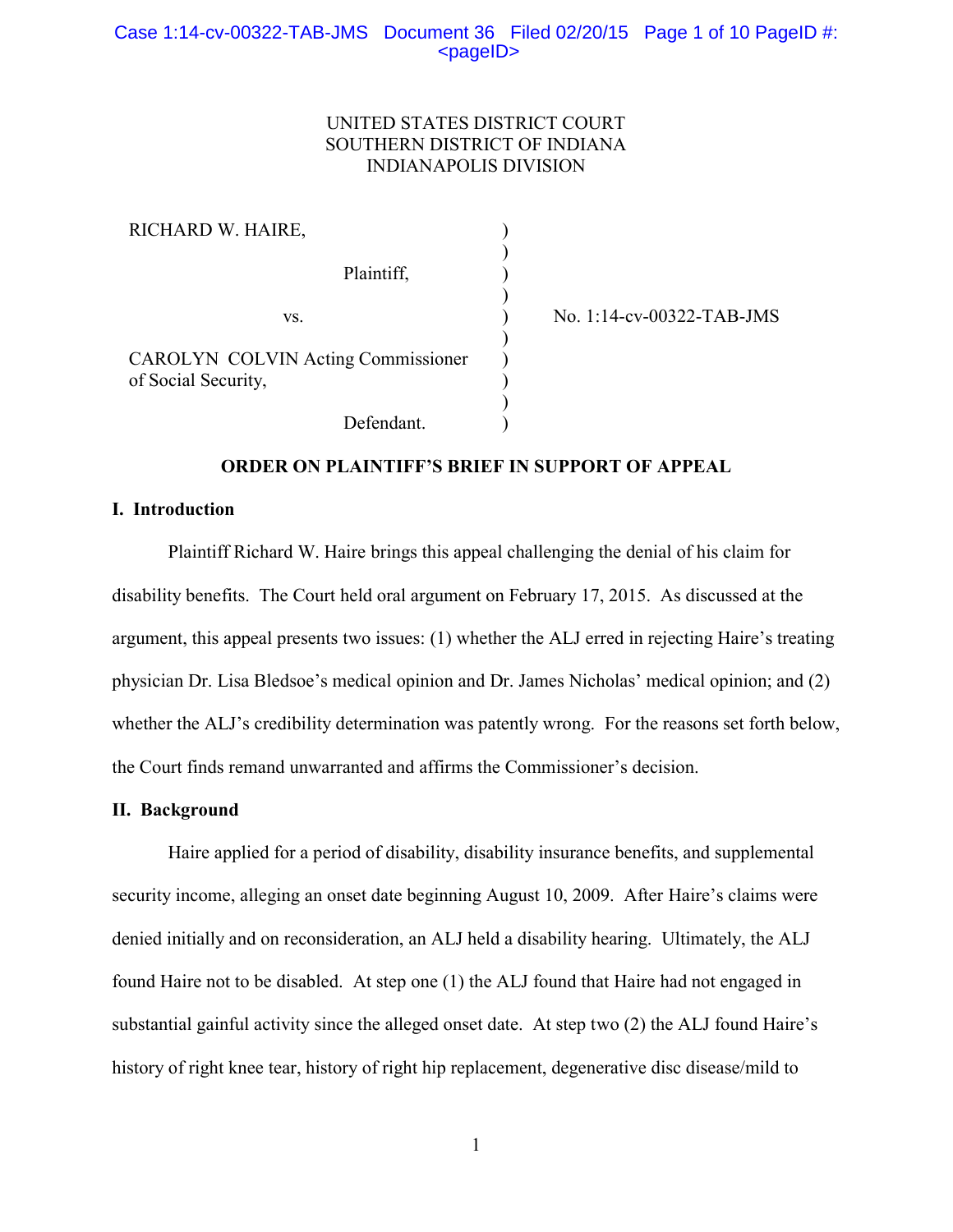UNITED STATES DISTRICT COURT
SOUTHERN DISTRICT OF INDIANA
INDIANAPOLIS DIVISION

| | | |
|---|---|---|
| RICHARD W. HAIRE, | ) | |
| Plaintiff, | ) | |
| vs. | ) | No. 1:14-cv-00322-TAB-JMS |
| CAROLYN COLVIN Acting Commissioner of Social Security, | ) | |
| Defendant. | ) | |

**ORDER ON PLAINTIFF'S BRIEF IN SUPPORT OF APPEAL**

## I. Introduction

Plaintiff Richard W. Haire brings this appeal challenging the denial of his claim for disability benefits. The Court held oral argument on February 17, 2015. As discussed at the argument, this appeal presents two issues: (1) whether the ALJ erred in rejecting Haire's treating physician Dr. Lisa Bledsoe's medical opinion and Dr. James Nicholas' medical opinion; and (2) whether the ALJ's credibility determination was patently wrong. For the reasons set forth below, the Court finds remand unwarranted and affirms the Commissioner's decision.

## II. Background

Haire applied for a period of disability, disability insurance benefits, and supplemental security income, alleging an onset date beginning August 10, 2009. After Haire's claims were denied initially and on reconsideration, an ALJ held a disability hearing. Ultimately, the ALJ found Haire not to be disabled. At step one (1) the ALJ found that Haire had not engaged in substantial gainful activity since the alleged onset date. At step two (2) the ALJ found Haire's history of right knee tear, history of right hip replacement, degenerative disc disease/mild to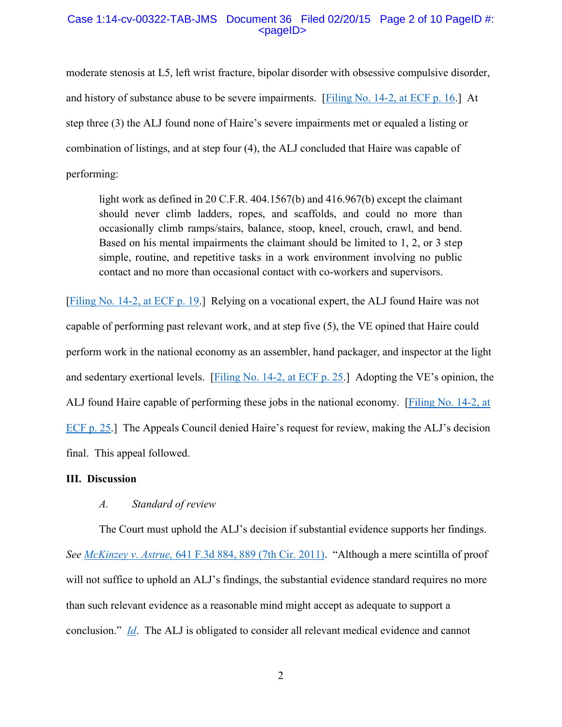moderate stenosis at L5, left wrist fracture, bipolar disorder with obsessive compulsive disorder, and history of substance abuse to be severe impairments. [Filing No. 14-2, at ECF p. 16.] At step three (3) the ALJ found none of Haire's severe impairments met or equaled a listing or combination of listings, and at step four (4), the ALJ concluded that Haire was capable of performing:

> light work as defined in 20 C.F.R. 404.1567(b) and 416.967(b) except the claimant should never climb ladders, ropes, and scaffolds, and could no more than occasionally climb ramps/stairs, balance, stoop, kneel, crouch, crawl, and bend. Based on his mental impairments the claimant should be limited to 1, 2, or 3 step simple, routine, and repetitive tasks in a work environment involving no public contact and no more than occasional contact with co-workers and supervisors.

[Filing No. 14-2, at ECF p. 19.] Relying on a vocational expert, the ALJ found Haire was not capable of performing past relevant work, and at step five (5), the VE opined that Haire could perform work in the national economy as an assembler, hand packager, and inspector at the light and sedentary exertional levels. [Filing No. 14-2, at ECF p. 25.] Adopting the VE's opinion, the ALJ found Haire capable of performing these jobs in the national economy. [Filing No. 14-2, at ECF p. 25.] The Appeals Council denied Haire's request for review, making the ALJ's decision final. This appeal followed.

## III. Discussion

### *A. Standard of review*

The Court must uphold the ALJ's decision if substantial evidence supports her findings. *See McKinzey v. Astrue,* 641 F.3d 884, 889 (7th Cir. 2011). "Although a mere scintilla of proof will not suffice to uphold an ALJ's findings, the substantial evidence standard requires no more than such relevant evidence as a reasonable mind might accept as adequate to support a conclusion." *Id*. The ALJ is obligated to consider all relevant medical evidence and cannot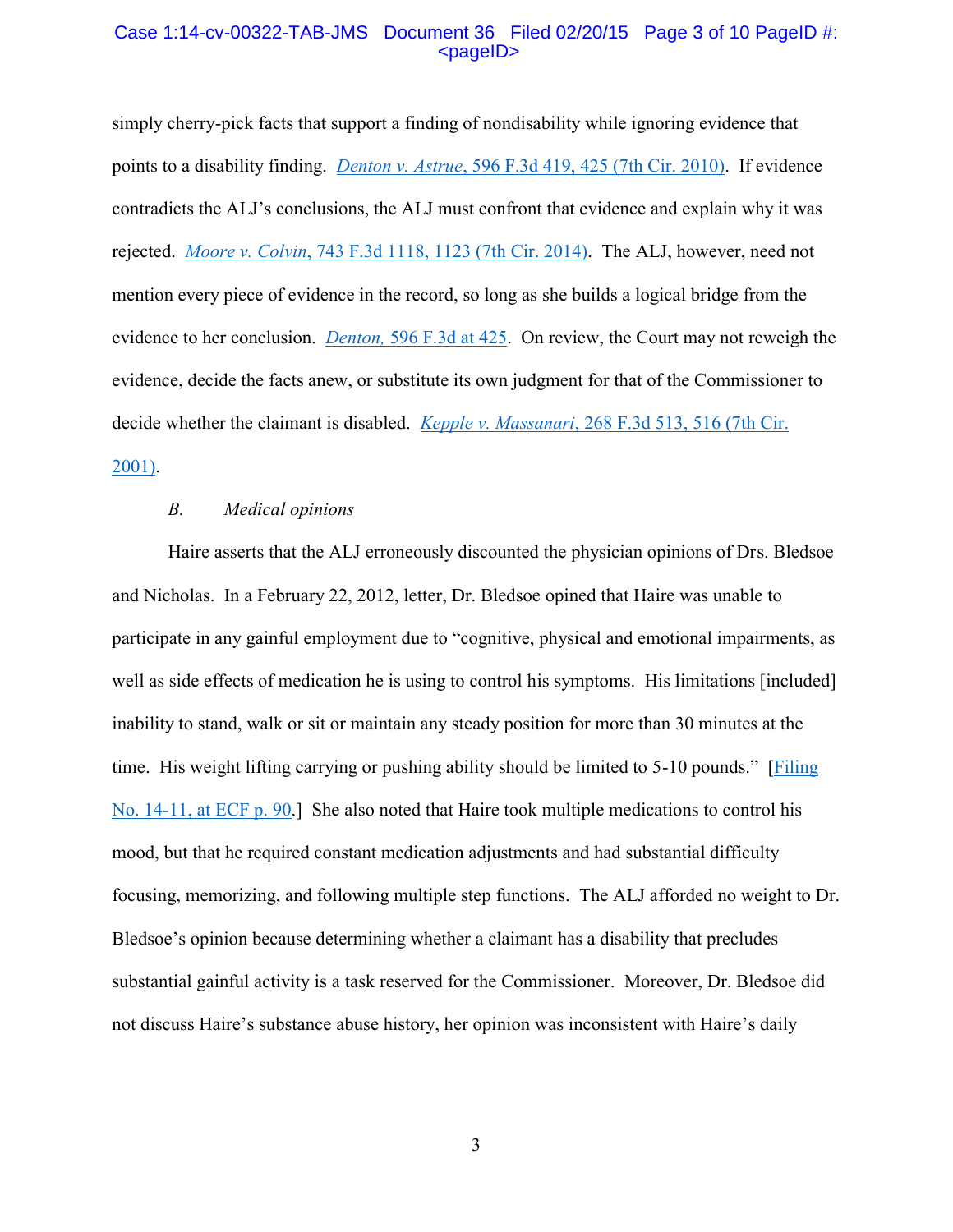simply cherry-pick facts that support a finding of nondisability while ignoring evidence that points to a disability finding. *Denton v. Astrue*, 596 F.3d 419, 425 (7th Cir. 2010). If evidence contradicts the ALJ's conclusions, the ALJ must confront that evidence and explain why it was rejected. *Moore v. Colvin*, 743 F.3d 1118, 1123 (7th Cir. 2014). The ALJ, however, need not mention every piece of evidence in the record, so long as she builds a logical bridge from the evidence to her conclusion. *Denton,* 596 F.3d at 425. On review, the Court may not reweigh the evidence, decide the facts anew, or substitute its own judgment for that of the Commissioner to decide whether the claimant is disabled. *Kepple v. Massanari*, 268 F.3d 513, 516 (7th Cir. 2001).

*B. Medical opinions*

Haire asserts that the ALJ erroneously discounted the physician opinions of Drs. Bledsoe and Nicholas. In a February 22, 2012, letter, Dr. Bledsoe opined that Haire was unable to participate in any gainful employment due to "cognitive, physical and emotional impairments, as well as side effects of medication he is using to control his symptoms. His limitations [included] inability to stand, walk or sit or maintain any steady position for more than 30 minutes at the time. His weight lifting carrying or pushing ability should be limited to 5-10 pounds." [Filing No. 14-11, at ECF p. 90.] She also noted that Haire took multiple medications to control his mood, but that he required constant medication adjustments and had substantial difficulty focusing, memorizing, and following multiple step functions. The ALJ afforded no weight to Dr. Bledsoe's opinion because determining whether a claimant has a disability that precludes substantial gainful activity is a task reserved for the Commissioner. Moreover, Dr. Bledsoe did not discuss Haire's substance abuse history, her opinion was inconsistent with Haire's daily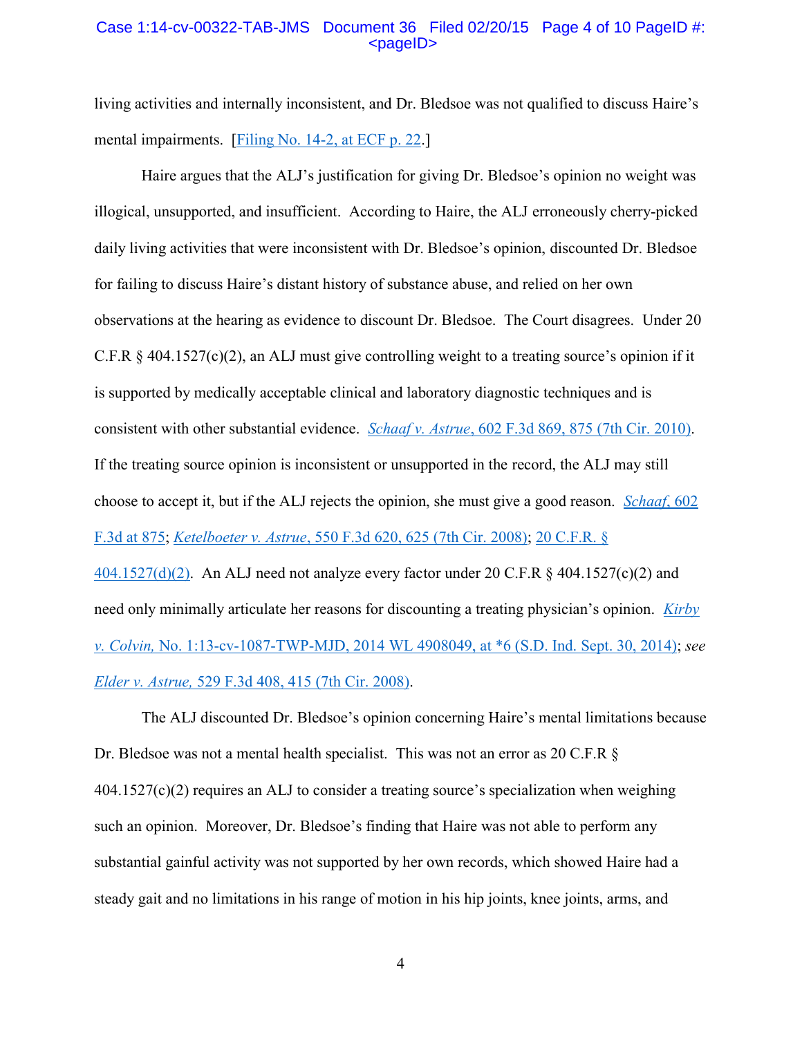living activities and internally inconsistent, and Dr. Bledsoe was not qualified to discuss Haire's mental impairments. [Filing No. 14-2, at ECF p. 22.]

Haire argues that the ALJ's justification for giving Dr. Bledsoe's opinion no weight was illogical, unsupported, and insufficient. According to Haire, the ALJ erroneously cherry-picked daily living activities that were inconsistent with Dr. Bledsoe's opinion, discounted Dr. Bledsoe for failing to discuss Haire's distant history of substance abuse, and relied on her own observations at the hearing as evidence to discount Dr. Bledsoe. The Court disagrees. Under 20 C.F.R § 404.1527(c)(2), an ALJ must give controlling weight to a treating source's opinion if it is supported by medically acceptable clinical and laboratory diagnostic techniques and is consistent with other substantial evidence. *Schaaf v. Astrue*, 602 F.3d 869, 875 (7th Cir. 2010). If the treating source opinion is inconsistent or unsupported in the record, the ALJ may still choose to accept it, but if the ALJ rejects the opinion, she must give a good reason. *Schaaf*, 602 F.3d at 875; *Ketelboeter v. Astrue*, 550 F.3d 620, 625 (7th Cir. 2008); 20 C.F.R. § 404.1527(d)(2). An ALJ need not analyze every factor under 20 C.F.R § 404.1527(c)(2) and need only minimally articulate her reasons for discounting a treating physician's opinion. *Kirby v. Colvin,* No. 1:13-cv-1087-TWP-MJD, 2014 WL 4908049, at *6 (S.D. Ind. Sept. 30, 2014); *see Elder v. Astrue,* 529 F.3d 408, 415 (7th Cir. 2008).

The ALJ discounted Dr. Bledsoe's opinion concerning Haire's mental limitations because Dr. Bledsoe was not a mental health specialist. This was not an error as 20 C.F.R § 404.1527(c)(2) requires an ALJ to consider a treating source's specialization when weighing such an opinion. Moreover, Dr. Bledsoe's finding that Haire was not able to perform any substantial gainful activity was not supported by her own records, which showed Haire had a steady gait and no limitations in his range of motion in his hip joints, knee joints, arms, and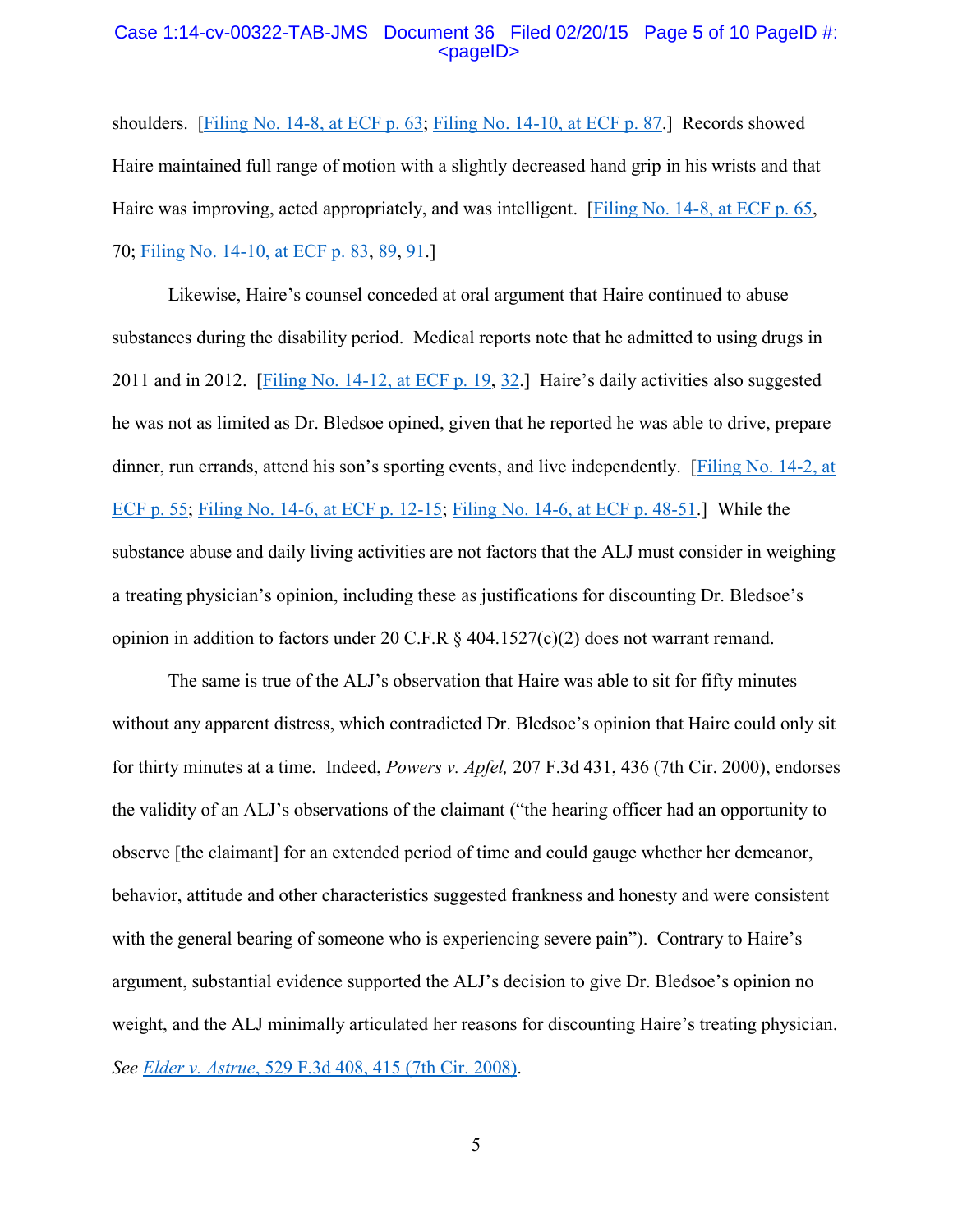shoulders. [Filing No. 14-8, at ECF p. 63; Filing No. 14-10, at ECF p. 87.] Records showed Haire maintained full range of motion with a slightly decreased hand grip in his wrists and that Haire was improving, acted appropriately, and was intelligent. [Filing No. 14-8, at ECF p. 65, 70; Filing No. 14-10, at ECF p. 83, 89, 91.]

Likewise, Haire's counsel conceded at oral argument that Haire continued to abuse substances during the disability period. Medical reports note that he admitted to using drugs in 2011 and in 2012. [Filing No. 14-12, at ECF p. 19, 32.] Haire's daily activities also suggested he was not as limited as Dr. Bledsoe opined, given that he reported he was able to drive, prepare dinner, run errands, attend his son's sporting events, and live independently. [Filing No. 14-2, at ECF p. 55; Filing No. 14-6, at ECF p. 12-15; Filing No. 14-6, at ECF p. 48-51.] While the substance abuse and daily living activities are not factors that the ALJ must consider in weighing a treating physician's opinion, including these as justifications for discounting Dr. Bledsoe's opinion in addition to factors under 20 C.F.R § 404.1527(c)(2) does not warrant remand.

The same is true of the ALJ's observation that Haire was able to sit for fifty minutes without any apparent distress, which contradicted Dr. Bledsoe's opinion that Haire could only sit for thirty minutes at a time. Indeed, *Powers v. Apfel,* 207 F.3d 431, 436 (7th Cir. 2000), endorses the validity of an ALJ's observations of the claimant ("the hearing officer had an opportunity to observe [the claimant] for an extended period of time and could gauge whether her demeanor, behavior, attitude and other characteristics suggested frankness and honesty and were consistent with the general bearing of someone who is experiencing severe pain"). Contrary to Haire's argument, substantial evidence supported the ALJ's decision to give Dr. Bledsoe's opinion no weight, and the ALJ minimally articulated her reasons for discounting Haire's treating physician. *See Elder v. Astrue*, 529 F.3d 408, 415 (7th Cir. 2008).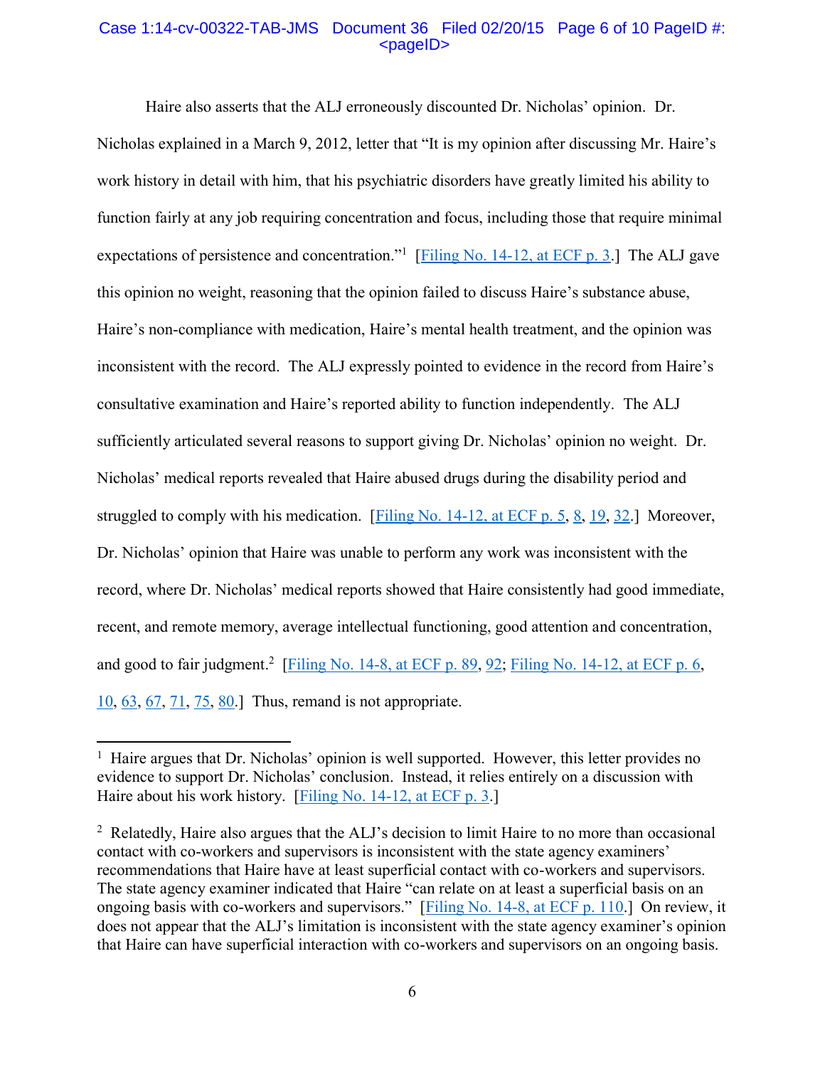Haire also asserts that the ALJ erroneously discounted Dr. Nicholas' opinion. Dr. Nicholas explained in a March 9, 2012, letter that "It is my opinion after discussing Mr. Haire's work history in detail with him, that his psychiatric disorders have greatly limited his ability to function fairly at any job requiring concentration and focus, including those that require minimal expectations of persistence and concentration."[1] [Filing No. 14-12, at ECF p. 3.] The ALJ gave this opinion no weight, reasoning that the opinion failed to discuss Haire's substance abuse, Haire's non-compliance with medication, Haire's mental health treatment, and the opinion was inconsistent with the record. The ALJ expressly pointed to evidence in the record from Haire's consultative examination and Haire's reported ability to function independently. The ALJ sufficiently articulated several reasons to support giving Dr. Nicholas' opinion no weight. Dr. Nicholas' medical reports revealed that Haire abused drugs during the disability period and struggled to comply with his medication. [Filing No. 14-12, at ECF p. 5, 8, 19, 32.] Moreover, Dr. Nicholas' opinion that Haire was unable to perform any work was inconsistent with the record, where Dr. Nicholas' medical reports showed that Haire consistently had good immediate, recent, and remote memory, average intellectual functioning, good attention and concentration, and good to fair judgment.[2] [Filing No. 14-8, at ECF p. 89, 92; Filing No. 14-12, at ECF p. 6, 10, 63, 67, 71, 75, 80.] Thus, remand is not appropriate.

---

[1] Haire argues that Dr. Nicholas' opinion is well supported. However, this letter provides no evidence to support Dr. Nicholas' conclusion. Instead, it relies entirely on a discussion with Haire about his work history. [Filing No. 14-12, at ECF p. 3.]

[2] Relatedly, Haire also argues that the ALJ's decision to limit Haire to no more than occasional contact with co-workers and supervisors is inconsistent with the state agency examiners' recommendations that Haire have at least superficial contact with co-workers and supervisors. The state agency examiner indicated that Haire "can relate on at least a superficial basis on an ongoing basis with co-workers and supervisors." [Filing No. 14-8, at ECF p. 110.] On review, it does not appear that the ALJ's limitation is inconsistent with the state agency examiner's opinion that Haire can have superficial interaction with co-workers and supervisors on an ongoing basis.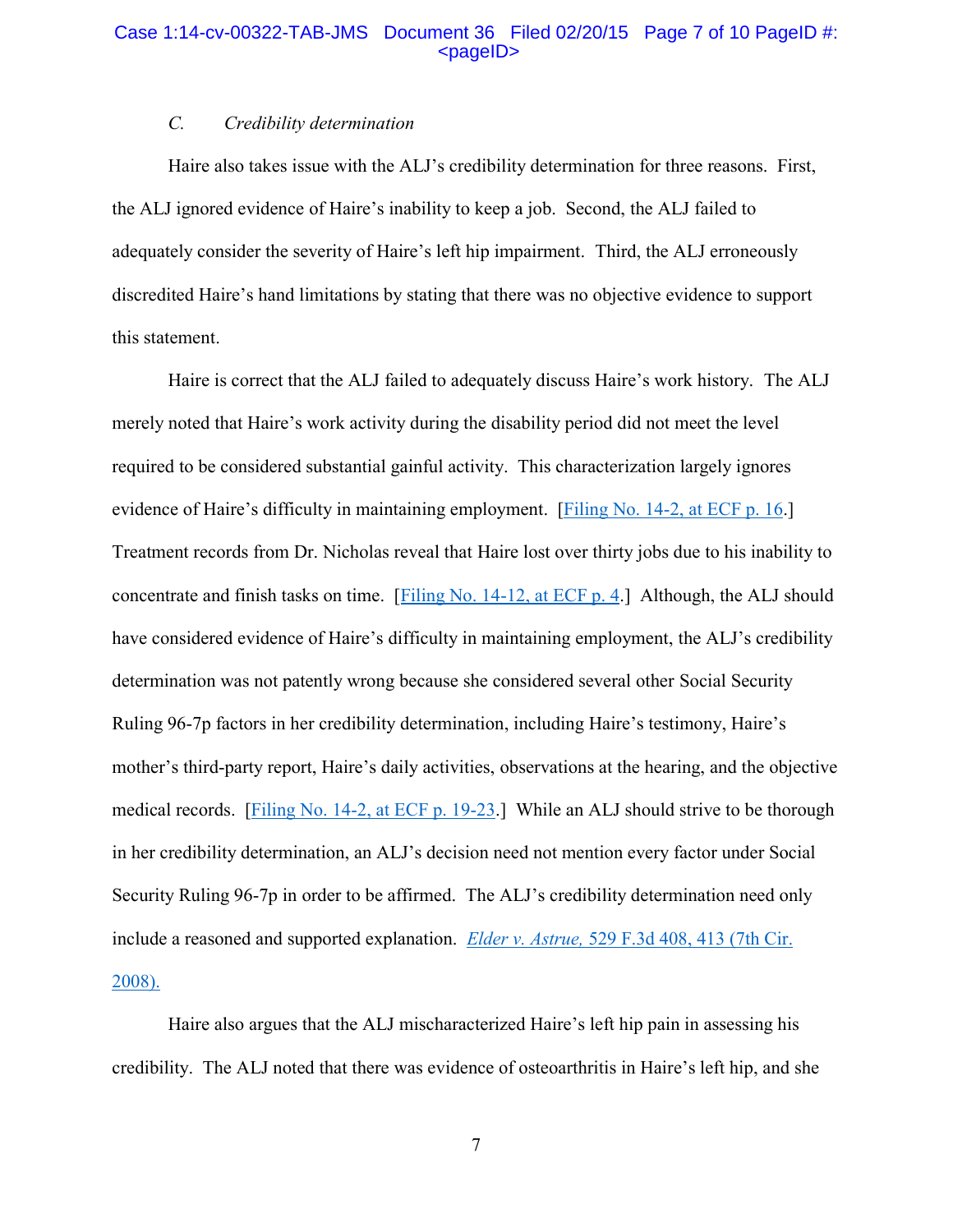### *C. Credibility determination*

Haire also takes issue with the ALJ's credibility determination for three reasons. First, the ALJ ignored evidence of Haire's inability to keep a job. Second, the ALJ failed to adequately consider the severity of Haire's left hip impairment. Third, the ALJ erroneously discredited Haire's hand limitations by stating that there was no objective evidence to support this statement.

Haire is correct that the ALJ failed to adequately discuss Haire's work history. The ALJ merely noted that Haire's work activity during the disability period did not meet the level required to be considered substantial gainful activity. This characterization largely ignores evidence of Haire's difficulty in maintaining employment. [Filing No. 14-2, at ECF p. 16.] Treatment records from Dr. Nicholas reveal that Haire lost over thirty jobs due to his inability to concentrate and finish tasks on time. [Filing No. 14-12, at ECF p. 4.] Although, the ALJ should have considered evidence of Haire's difficulty in maintaining employment, the ALJ's credibility determination was not patently wrong because she considered several other Social Security Ruling 96-7p factors in her credibility determination, including Haire's testimony, Haire's mother's third-party report, Haire's daily activities, observations at the hearing, and the objective medical records. [Filing No. 14-2, at ECF p. 19-23.] While an ALJ should strive to be thorough in her credibility determination, an ALJ's decision need not mention every factor under Social Security Ruling 96-7p in order to be affirmed. The ALJ's credibility determination need only include a reasoned and supported explanation. *Elder v. Astrue,* 529 F.3d 408, 413 (7th Cir. 2008).

Haire also argues that the ALJ mischaracterized Haire's left hip pain in assessing his credibility. The ALJ noted that there was evidence of osteoarthritis in Haire's left hip, and she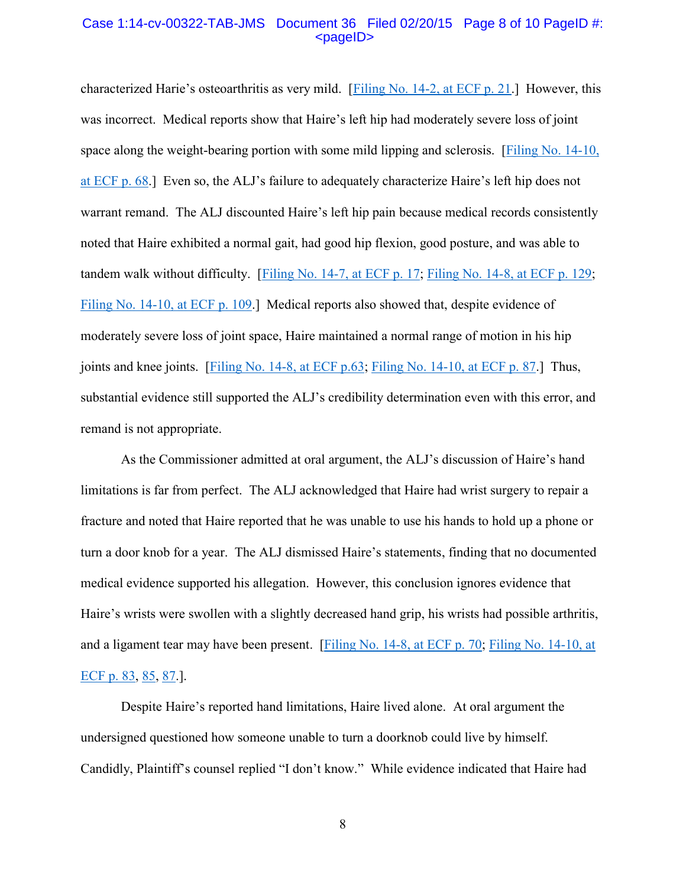characterized Harie's osteoarthritis as very mild. [Filing No. 14-2, at ECF p. 21.] However, this was incorrect. Medical reports show that Haire's left hip had moderately severe loss of joint space along the weight-bearing portion with some mild lipping and sclerosis. [Filing No. 14-10, at ECF p. 68.] Even so, the ALJ's failure to adequately characterize Haire's left hip does not warrant remand. The ALJ discounted Haire's left hip pain because medical records consistently noted that Haire exhibited a normal gait, had good hip flexion, good posture, and was able to tandem walk without difficulty. [Filing No. 14-7, at ECF p. 17; Filing No. 14-8, at ECF p. 129; Filing No. 14-10, at ECF p. 109.] Medical reports also showed that, despite evidence of moderately severe loss of joint space, Haire maintained a normal range of motion in his hip joints and knee joints. [Filing No. 14-8, at ECF p.63; Filing No. 14-10, at ECF p. 87.] Thus, substantial evidence still supported the ALJ's credibility determination even with this error, and remand is not appropriate.

As the Commissioner admitted at oral argument, the ALJ's discussion of Haire's hand limitations is far from perfect. The ALJ acknowledged that Haire had wrist surgery to repair a fracture and noted that Haire reported that he was unable to use his hands to hold up a phone or turn a door knob for a year. The ALJ dismissed Haire's statements, finding that no documented medical evidence supported his allegation. However, this conclusion ignores evidence that Haire's wrists were swollen with a slightly decreased hand grip, his wrists had possible arthritis, and a ligament tear may have been present. [Filing No. 14-8, at ECF p. 70; Filing No. 14-10, at ECF p. 83, 85, 87.].

Despite Haire's reported hand limitations, Haire lived alone. At oral argument the undersigned questioned how someone unable to turn a doorknob could live by himself. Candidly, Plaintiff's counsel replied "I don't know." While evidence indicated that Haire had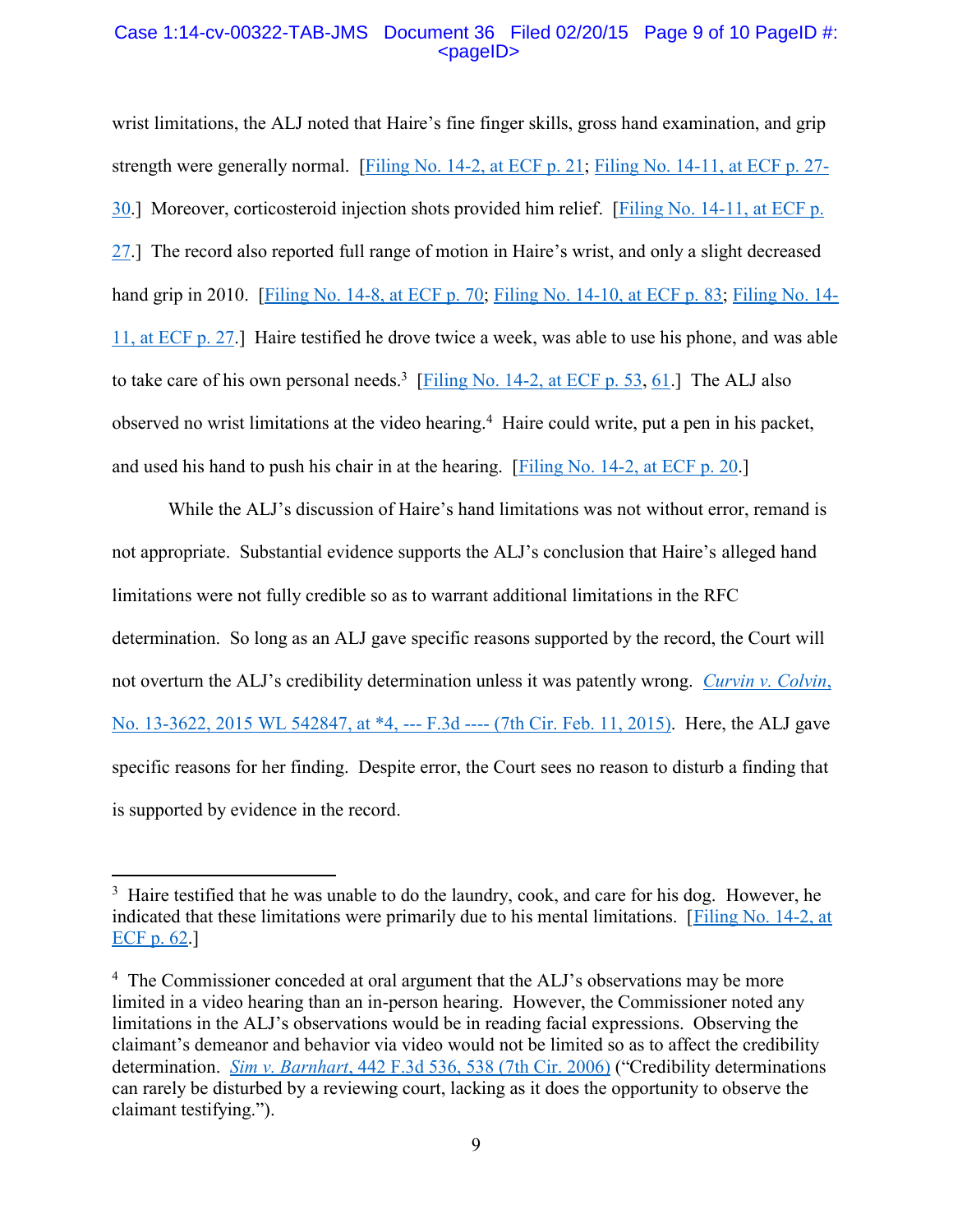wrist limitations, the ALJ noted that Haire's fine finger skills, gross hand examination, and grip strength were generally normal. [Filing No. 14-2, at ECF p. 21; Filing No. 14-11, at ECF p. 27-30.] Moreover, corticosteroid injection shots provided him relief. [Filing No. 14-11, at ECF p. 27.] The record also reported full range of motion in Haire's wrist, and only a slight decreased hand grip in 2010. [Filing No. 14-8, at ECF p. 70; Filing No. 14-10, at ECF p. 83; Filing No. 14-11, at ECF p. 27.] Haire testified he drove twice a week, was able to use his phone, and was able to take care of his own personal needs.[3] [Filing No. 14-2, at ECF p. 53, 61.] The ALJ also observed no wrist limitations at the video hearing.[4] Haire could write, put a pen in his packet, and used his hand to push his chair in at the hearing. [Filing No. 14-2, at ECF p. 20.]

While the ALJ's discussion of Haire's hand limitations was not without error, remand is not appropriate. Substantial evidence supports the ALJ's conclusion that Haire's alleged hand limitations were not fully credible so as to warrant additional limitations in the RFC determination. So long as an ALJ gave specific reasons supported by the record, the Court will not overturn the ALJ's credibility determination unless it was patently wrong. *Curvin v. Colvin*, No. 13-3622, 2015 WL 542847, at *4, --- F.3d ---- (7th Cir. Feb. 11, 2015). Here, the ALJ gave specific reasons for her finding. Despite error, the Court sees no reason to disturb a finding that is supported by evidence in the record.

---

[3] Haire testified that he was unable to do the laundry, cook, and care for his dog. However, he indicated that these limitations were primarily due to his mental limitations. [Filing No. 14-2, at ECF p. 62.]

[4] The Commissioner conceded at oral argument that the ALJ's observations may be more limited in a video hearing than an in-person hearing. However, the Commissioner noted any limitations in the ALJ's observations would be in reading facial expressions. Observing the claimant's demeanor and behavior via video would not be limited so as to affect the credibility determination. *Sim v. Barnhart*, 442 F.3d 536, 538 (7th Cir. 2006) ("Credibility determinations can rarely be disturbed by a reviewing court, lacking as it does the opportunity to observe the claimant testifying.").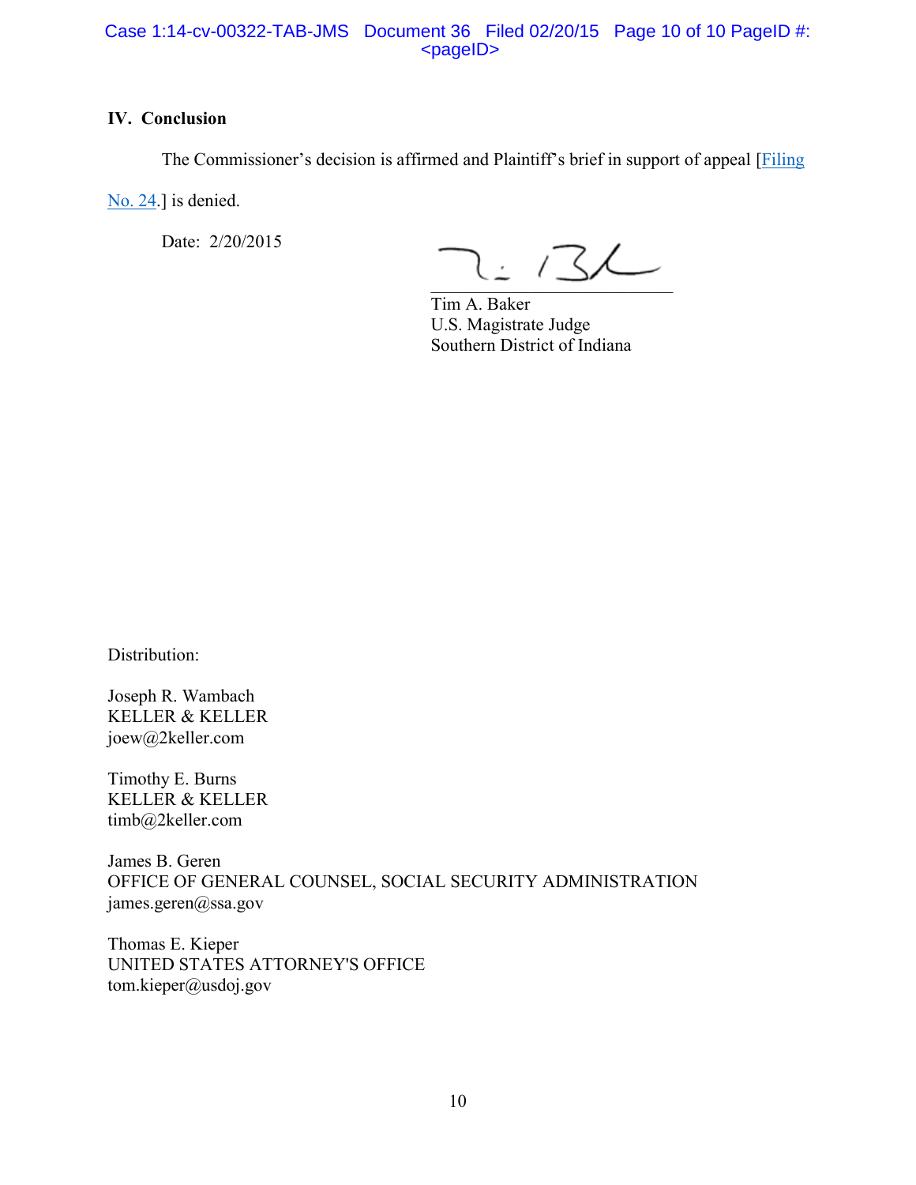## IV. Conclusion

The Commissioner's decision is affirmed and Plaintiff's brief in support of appeal [Filing No. 24.] is denied.

Date: 2/20/2015

Tim A. Baker
U.S. Magistrate Judge
Southern District of Indiana

Distribution:

Joseph R. Wambach
KELLER & KELLER
joew@2keller.com

Timothy E. Burns
KELLER & KELLER
timb@2keller.com

James B. Geren
OFFICE OF GENERAL COUNSEL, SOCIAL SECURITY ADMINISTRATION
james.geren@ssa.gov

Thomas E. Kieper
UNITED STATES ATTORNEY'S OFFICE
tom.kieper@usdoj.gov